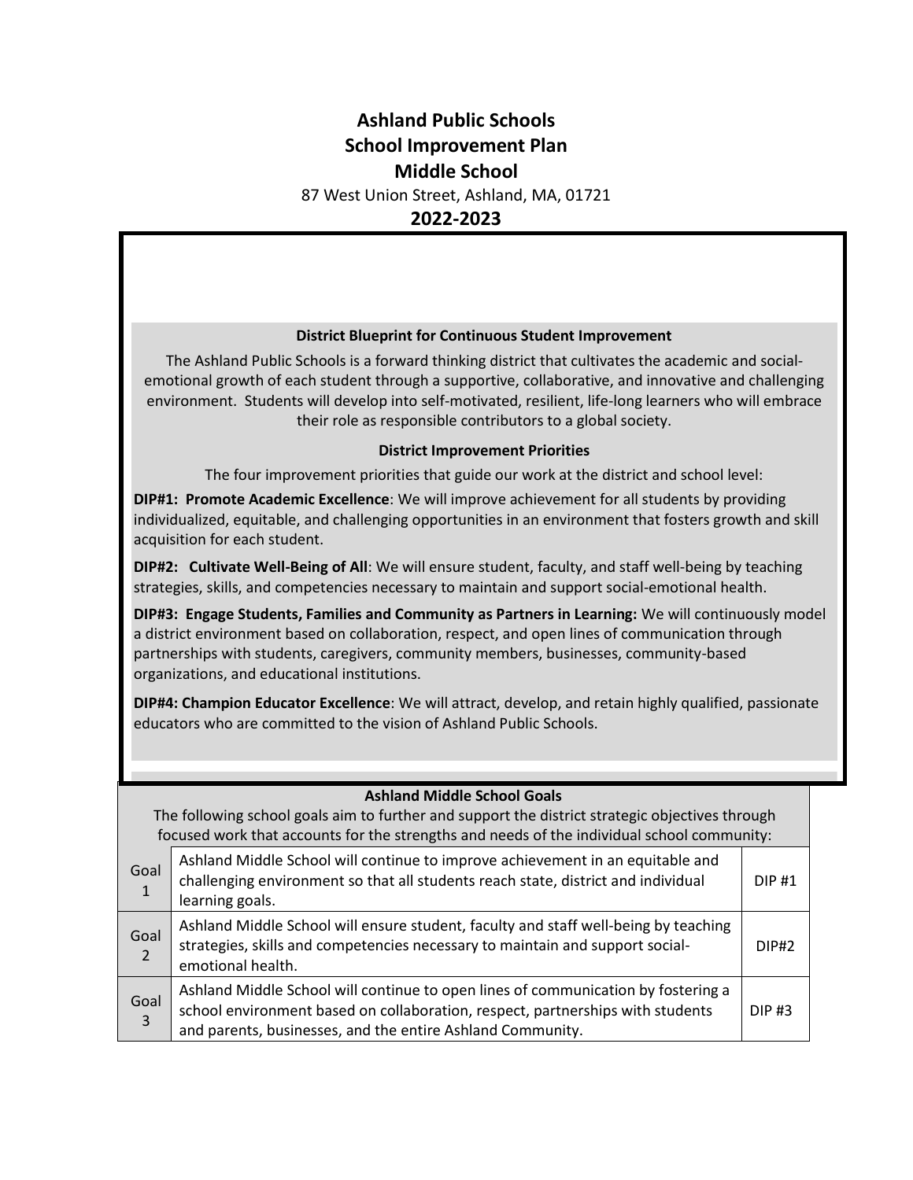# Ashland Public Schools
# School Improvement Plan
# Middle School

87 West Union Street, Ashland, MA, 01721

## 2022-2023

### District Blueprint for Continuous Student Improvement

The Ashland Public Schools is a forward thinking district that cultivates the academic and social-emotional growth of each student through a supportive, collaborative, and innovative and challenging environment. Students will develop into self-motivated, resilient, life-long learners who will embrace their role as responsible contributors to a global society.

### District Improvement Priorities

The four improvement priorities that guide our work at the district and school level:

**DIP#1: Promote Academic Excellence**: We will improve achievement for all students by providing individualized, equitable, and challenging opportunities in an environment that fosters growth and skill acquisition for each student.

**DIP#2: Cultivate Well-Being of All**: We will ensure student, faculty, and staff well-being by teaching strategies, skills, and competencies necessary to maintain and support social-emotional health.

**DIP#3: Engage Students, Families and Community as Partners in Learning:** We will continuously model a district environment based on collaboration, respect, and open lines of communication through partnerships with students, caregivers, community members, businesses, community-based organizations, and educational institutions.

**DIP#4: Champion Educator Excellence**: We will attract, develop, and retain highly qualified, passionate educators who are committed to the vision of Ashland Public Schools.

### Ashland Middle School Goals

The following school goals aim to further and support the district strategic objectives through focused work that accounts for the strengths and needs of the individual school community:

| | | |
|---|---|---|
| Goal 1 | Ashland Middle School will continue to improve achievement in an equitable and challenging environment so that all students reach state, district and individual learning goals. | DIP #1 |
| Goal 2 | Ashland Middle School will ensure student, faculty and staff well-being by teaching strategies, skills and competencies necessary to maintain and support social-emotional health. | DIP#2 |
| Goal 3 | Ashland Middle School will continue to open lines of communication by fostering a school environment based on collaboration, respect, partnerships with students and parents, businesses, and the entire Ashland Community. | DIP #3 |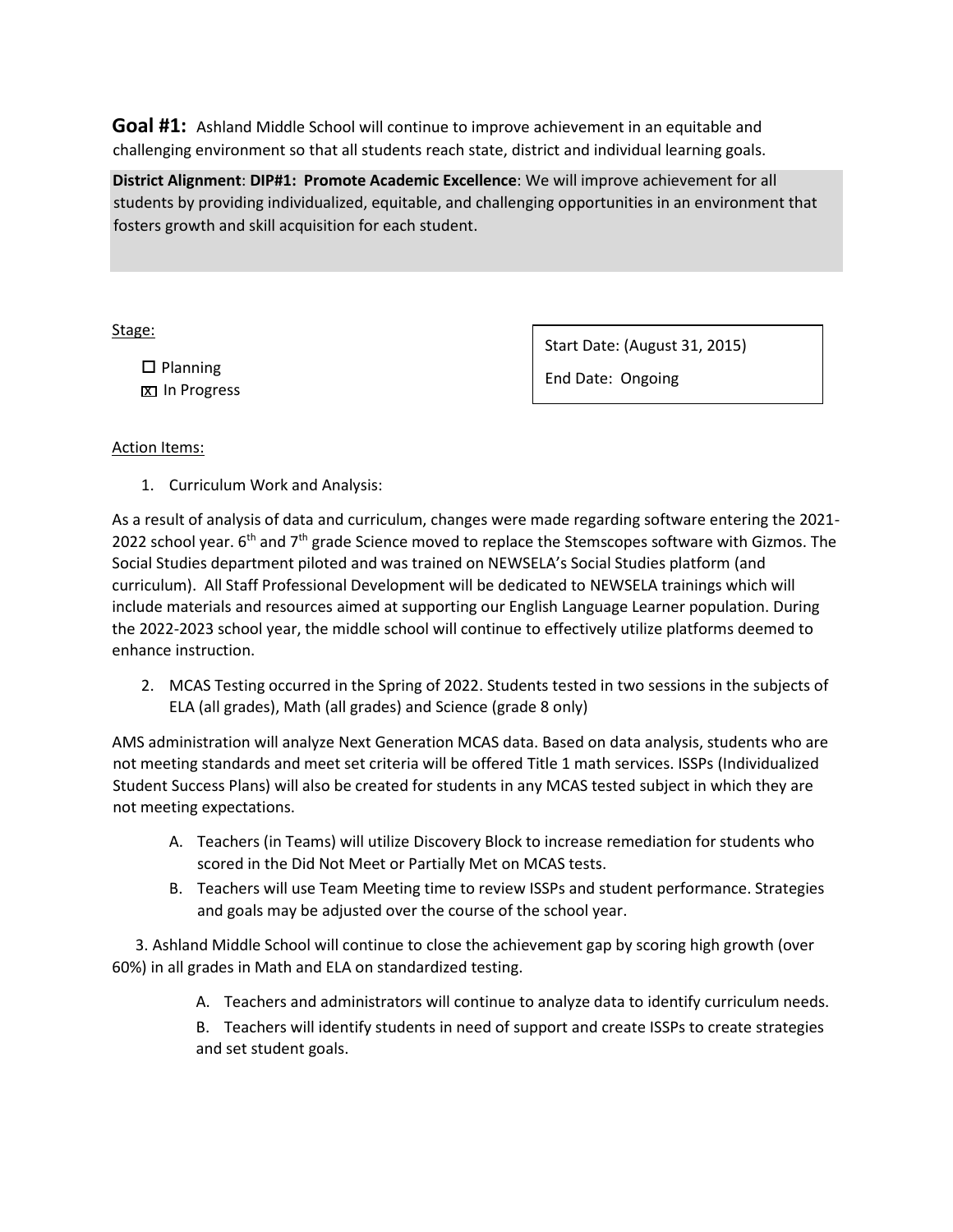**Goal #1:** Ashland Middle School will continue to improve achievement in an equitable and challenging environment so that all students reach state, district and individual learning goals.

**District Alignment**: **DIP#1: Promote Academic Excellence**: We will improve achievement for all students by providing individualized, equitable, and challenging opportunities in an environment that fosters growth and skill acquisition for each student.

Stage:

- ☐ Planning
- ☒ In Progress

Start Date: (August 31, 2015)

End Date: Ongoing

Action Items:

1. Curriculum Work and Analysis:

As a result of analysis of data and curriculum, changes were made regarding software entering the 2021-2022 school year. 6th and 7th grade Science moved to replace the Stemscopes software with Gizmos. The Social Studies department piloted and was trained on NEWSELA's Social Studies platform (and curriculum). All Staff Professional Development will be dedicated to NEWSELA trainings which will include materials and resources aimed at supporting our English Language Learner population. During the 2022-2023 school year, the middle school will continue to effectively utilize platforms deemed to enhance instruction.

2. MCAS Testing occurred in the Spring of 2022. Students tested in two sessions in the subjects of ELA (all grades), Math (all grades) and Science (grade 8 only)

AMS administration will analyze Next Generation MCAS data. Based on data analysis, students who are not meeting standards and meet set criteria will be offered Title 1 math services. ISSPs (Individualized Student Success Plans) will also be created for students in any MCAS tested subject in which they are not meeting expectations.

   A. Teachers (in Teams) will utilize Discovery Block to increase remediation for students who scored in the Did Not Meet or Partially Met on MCAS tests.

   B. Teachers will use Team Meeting time to review ISSPs and student performance. Strategies and goals may be adjusted over the course of the school year.

3. Ashland Middle School will continue to close the achievement gap by scoring high growth (over 60%) in all grades in Math and ELA on standardized testing.

   A. Teachers and administrators will continue to analyze data to identify curriculum needs.

   B. Teachers will identify students in need of support and create ISSPs to create strategies and set student goals.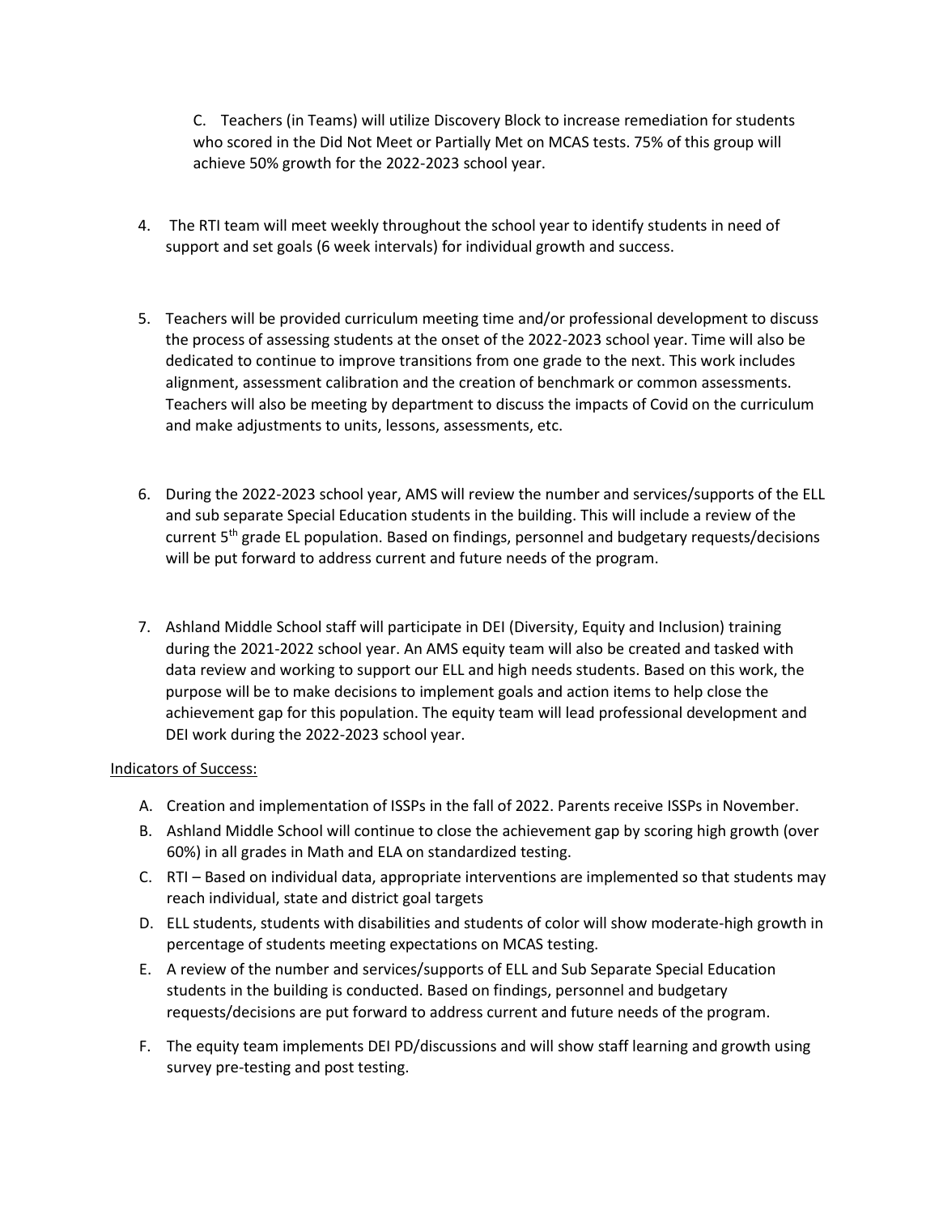C. Teachers (in Teams) will utilize Discovery Block to increase remediation for students who scored in the Did Not Meet or Partially Met on MCAS tests. 75% of this group will achieve 50% growth for the 2022-2023 school year.

4. The RTI team will meet weekly throughout the school year to identify students in need of support and set goals (6 week intervals) for individual growth and success.

5. Teachers will be provided curriculum meeting time and/or professional development to discuss the process of assessing students at the onset of the 2022-2023 school year. Time will also be dedicated to continue to improve transitions from one grade to the next. This work includes alignment, assessment calibration and the creation of benchmark or common assessments. Teachers will also be meeting by department to discuss the impacts of Covid on the curriculum and make adjustments to units, lessons, assessments, etc.

6. During the 2022-2023 school year, AMS will review the number and services/supports of the ELL and sub separate Special Education students in the building. This will include a review of the current 5th grade EL population. Based on findings, personnel and budgetary requests/decisions will be put forward to address current and future needs of the program.

7. Ashland Middle School staff will participate in DEI (Diversity, Equity and Inclusion) training during the 2021-2022 school year. An AMS equity team will also be created and tasked with data review and working to support our ELL and high needs students. Based on this work, the purpose will be to make decisions to implement goals and action items to help close the achievement gap for this population. The equity team will lead professional development and DEI work during the 2022-2023 school year.

<u>Indicators of Success:</u>

A. Creation and implementation of ISSPs in the fall of 2022. Parents receive ISSPs in November.
B. Ashland Middle School will continue to close the achievement gap by scoring high growth (over 60%) in all grades in Math and ELA on standardized testing.
C. RTI – Based on individual data, appropriate interventions are implemented so that students may reach individual, state and district goal targets
D. ELL students, students with disabilities and students of color will show moderate-high growth in percentage of students meeting expectations on MCAS testing.
E. A review of the number and services/supports of ELL and Sub Separate Special Education students in the building is conducted. Based on findings, personnel and budgetary requests/decisions are put forward to address current and future needs of the program.
F. The equity team implements DEI PD/discussions and will show staff learning and growth using survey pre-testing and post testing.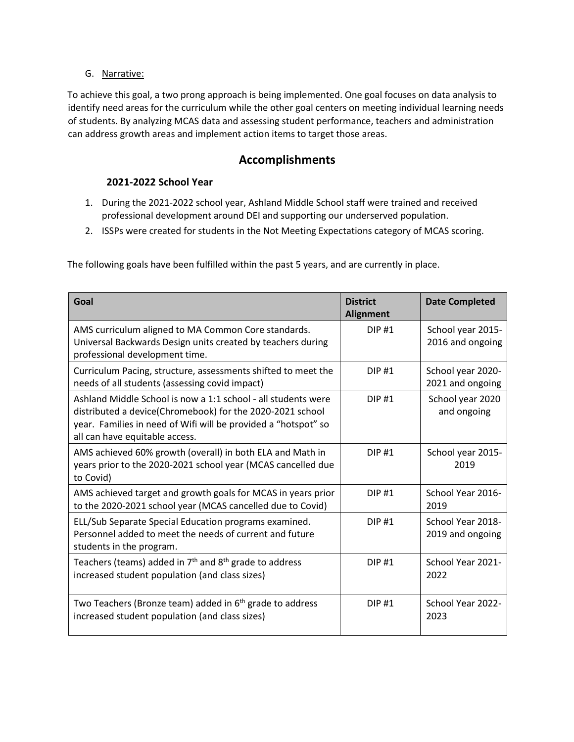G. Narrative:

To achieve this goal, a two prong approach is being implemented. One goal focuses on data analysis to identify need areas for the curriculum while the other goal centers on meeting individual learning needs of students. By analyzing MCAS data and assessing student performance, teachers and administration can address growth areas and implement action items to target those areas.

## Accomplishments

### 2021-2022 School Year

1. During the 2021-2022 school year, Ashland Middle School staff were trained and received professional development around DEI and supporting our underserved population.
2. ISSPs were created for students in the Not Meeting Expectations category of MCAS scoring.

The following goals have been fulfilled within the past 5 years, and are currently in place.

| Goal | District Alignment | Date Completed |
|---|---|---|
| AMS curriculum aligned to MA Common Core standards. Universal Backwards Design units created by teachers during professional development time. | DIP #1 | School year 2015-2016 and ongoing |
| Curriculum Pacing, structure, assessments shifted to meet the needs of all students (assessing covid impact) | DIP #1 | School year 2020-2021 and ongoing |
| Ashland Middle School is now a 1:1 school - all students were distributed a device(Chromebook) for the 2020-2021 school year. Families in need of Wifi will be provided a "hotspot" so all can have equitable access. | DIP #1 | School year 2020 and ongoing |
| AMS achieved 60% growth (overall) in both ELA and Math in years prior to the 2020-2021 school year (MCAS cancelled due to Covid) | DIP #1 | School year 2015-2019 |
| AMS achieved target and growth goals for MCAS in years prior to the 2020-2021 school year (MCAS cancelled due to Covid) | DIP #1 | School Year 2016-2019 |
| ELL/Sub Separate Special Education programs examined. Personnel added to meet the needs of current and future students in the program. | DIP #1 | School Year 2018-2019 and ongoing |
| Teachers (teams) added in 7th and 8th grade to address increased student population (and class sizes) | DIP #1 | School Year 2021-2022 |
| Two Teachers (Bronze team) added in 6th grade to address increased student population (and class sizes) | DIP #1 | School Year 2022-2023 |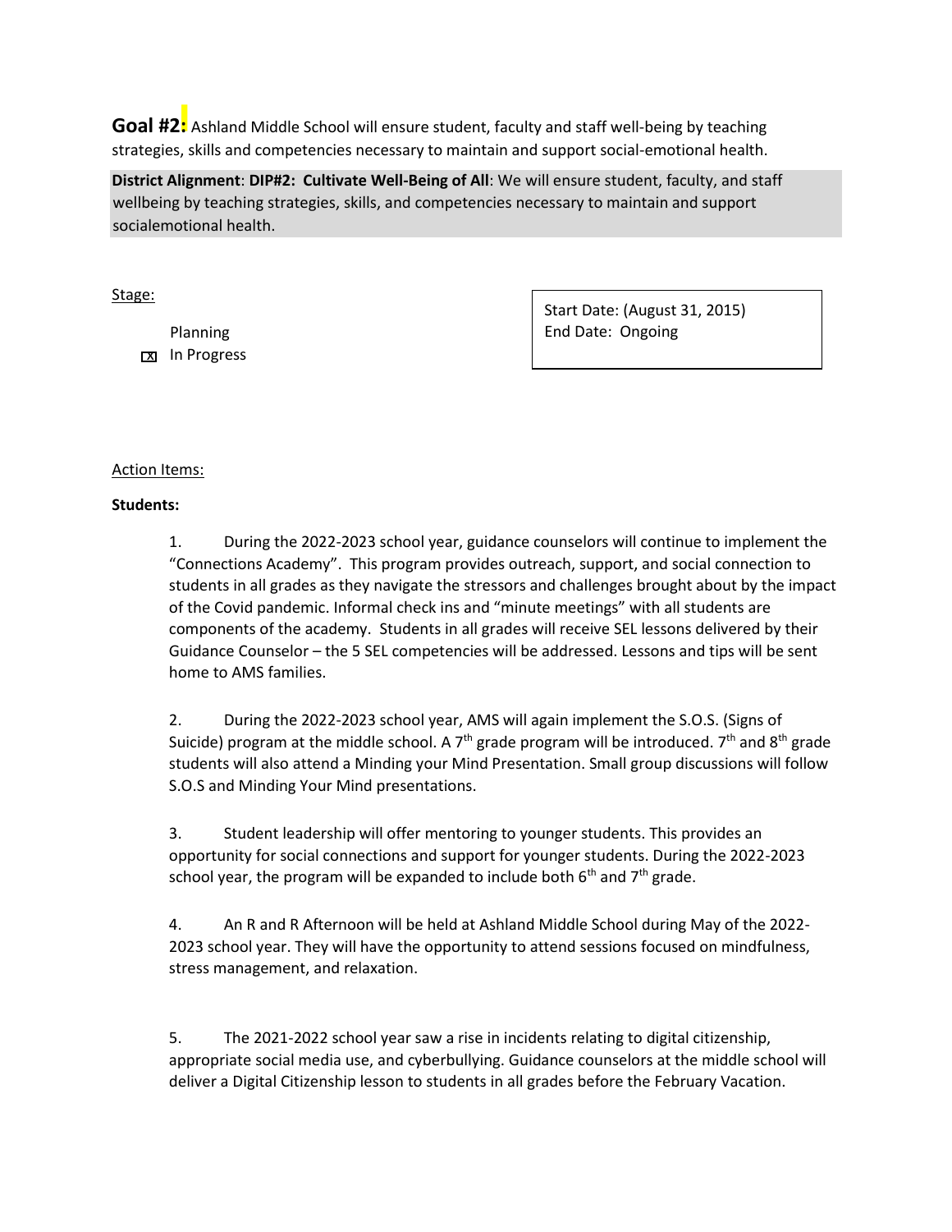**Goal #2:** Ashland Middle School will ensure student, faculty and staff well-being by teaching strategies, skills and competencies necessary to maintain and support social-emotional health.

**District Alignment**: **DIP#2: Cultivate Well-Being of All**: We will ensure student, faculty, and staff wellbeing by teaching strategies, skills, and competencies necessary to maintain and support socialemotional health.

Stage:

- [ ] Planning
- [x] In Progress

Start Date: (August 31, 2015)
End Date: Ongoing

Action Items:

**Students:**

1. During the 2022-2023 school year, guidance counselors will continue to implement the "Connections Academy". This program provides outreach, support, and social connection to students in all grades as they navigate the stressors and challenges brought about by the impact of the Covid pandemic. Informal check ins and "minute meetings" with all students are components of the academy. Students in all grades will receive SEL lessons delivered by their Guidance Counselor – the 5 SEL competencies will be addressed. Lessons and tips will be sent home to AMS families.

2. During the 2022-2023 school year, AMS will again implement the S.O.S. (Signs of Suicide) program at the middle school. A 7th grade program will be introduced. 7th and 8th grade students will also attend a Minding your Mind Presentation. Small group discussions will follow S.O.S and Minding Your Mind presentations.

3. Student leadership will offer mentoring to younger students. This provides an opportunity for social connections and support for younger students. During the 2022-2023 school year, the program will be expanded to include both 6th and 7th grade.

4. An R and R Afternoon will be held at Ashland Middle School during May of the 2022-2023 school year. They will have the opportunity to attend sessions focused on mindfulness, stress management, and relaxation.

5. The 2021-2022 school year saw a rise in incidents relating to digital citizenship, appropriate social media use, and cyberbullying. Guidance counselors at the middle school will deliver a Digital Citizenship lesson to students in all grades before the February Vacation.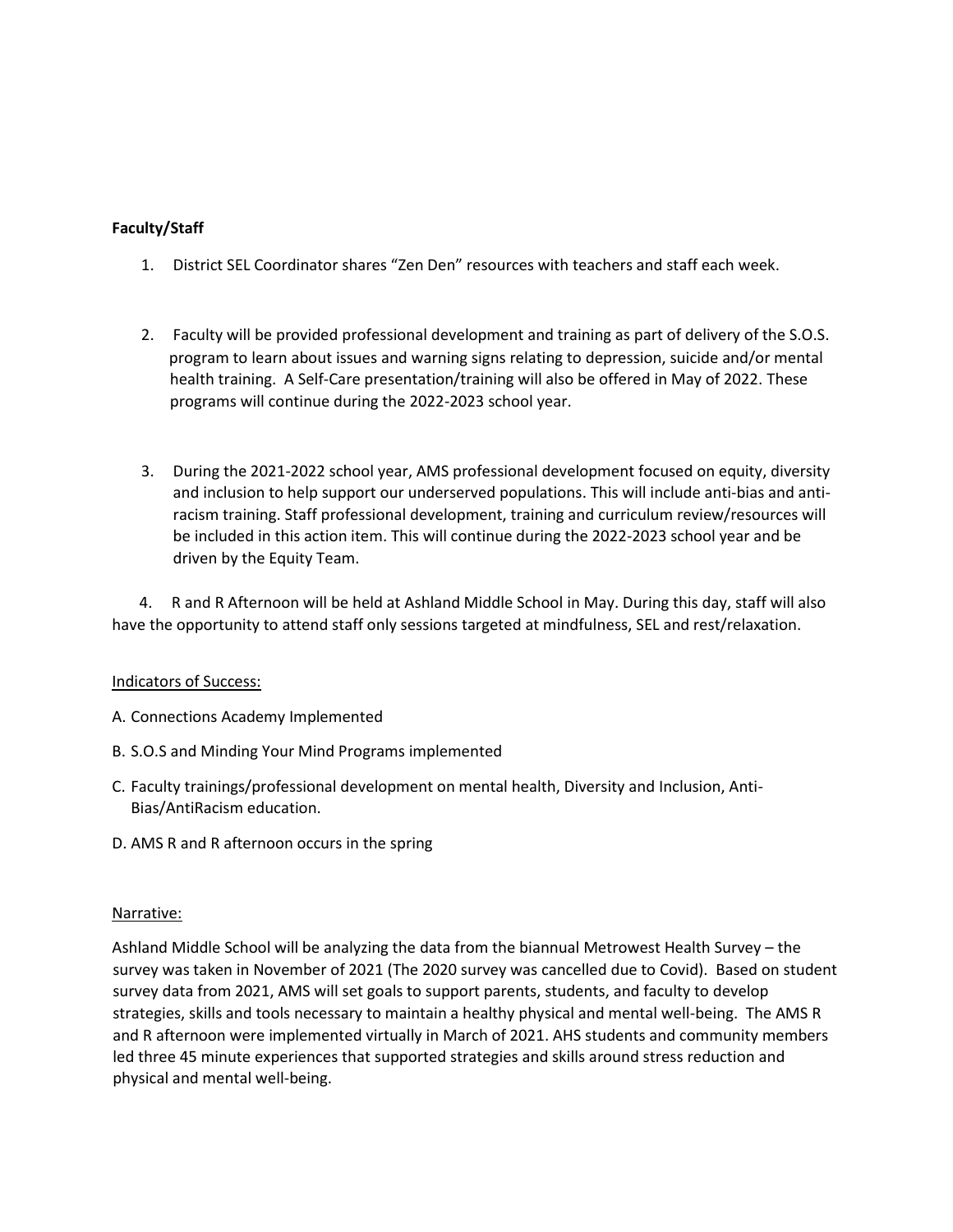**Faculty/Staff**

1. District SEL Coordinator shares "Zen Den" resources with teachers and staff each week.

2. Faculty will be provided professional development and training as part of delivery of the S.O.S. program to learn about issues and warning signs relating to depression, suicide and/or mental health training. A Self-Care presentation/training will also be offered in May of 2022. These programs will continue during the 2022-2023 school year.

3. During the 2021-2022 school year, AMS professional development focused on equity, diversity and inclusion to help support our underserved populations. This will include anti-bias and anti-racism training. Staff professional development, training and curriculum review/resources will be included in this action item. This will continue during the 2022-2023 school year and be driven by the Equity Team.

4. R and R Afternoon will be held at Ashland Middle School in May. During this day, staff will also have the opportunity to attend staff only sessions targeted at mindfulness, SEL and rest/relaxation.

Indicators of Success:

A. Connections Academy Implemented

B. S.O.S and Minding Your Mind Programs implemented

C. Faculty trainings/professional development on mental health, Diversity and Inclusion, Anti-Bias/AntiRacism education.

D. AMS R and R afternoon occurs in the spring

Narrative:

Ashland Middle School will be analyzing the data from the biannual Metrowest Health Survey – the survey was taken in November of 2021 (The 2020 survey was cancelled due to Covid). Based on student survey data from 2021, AMS will set goals to support parents, students, and faculty to develop strategies, skills and tools necessary to maintain a healthy physical and mental well-being. The AMS R and R afternoon were implemented virtually in March of 2021. AHS students and community members led three 45 minute experiences that supported strategies and skills around stress reduction and physical and mental well-being.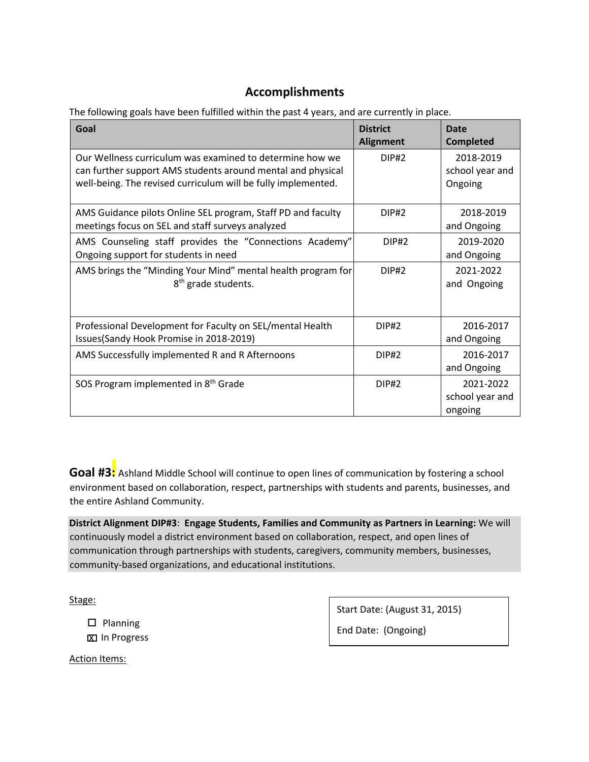## Accomplishments

The following goals have been fulfilled within the past 4 years, and are currently in place.

| Goal | District Alignment | Date Completed |
|---|---|---|
| Our Wellness curriculum was examined to determine how we can further support AMS students around mental and physical well-being. The revised curriculum will be fully implemented. | DIP#2 | 2018-2019 school year and Ongoing |
| AMS Guidance pilots Online SEL program, Staff PD and faculty meetings focus on SEL and staff surveys analyzed | DIP#2 | 2018-2019 and Ongoing |
| AMS Counseling staff provides the "Connections Academy" Ongoing support for students in need | DIP#2 | 2019-2020 and Ongoing |
| AMS brings the "Minding Your Mind" mental health program for 8th grade students. | DIP#2 | 2021-2022 and Ongoing |
| Professional Development for Faculty on SEL/mental Health Issues(Sandy Hook Promise in 2018-2019) | DIP#2 | 2016-2017 and Ongoing |
| AMS Successfully implemented R and R Afternoons | DIP#2 | 2016-2017 and Ongoing |
| SOS Program implemented in 8th Grade | DIP#2 | 2021-2022 school year and ongoing |

**Goal #3:** Ashland Middle School will continue to open lines of communication by fostering a school environment based on collaboration, respect, partnerships with students and parents, businesses, and the entire Ashland Community.

**District Alignment DIP#3**: **Engage Students, Families and Community as Partners in Learning:** We will continuously model a district environment based on collaboration, respect, and open lines of communication through partnerships with students, caregivers, community members, businesses, community-based organizations, and educational institutions.

Stage:

- ☐ Planning
- ☒ In Progress

Start Date: (August 31, 2015)

End Date: (Ongoing)

Action Items: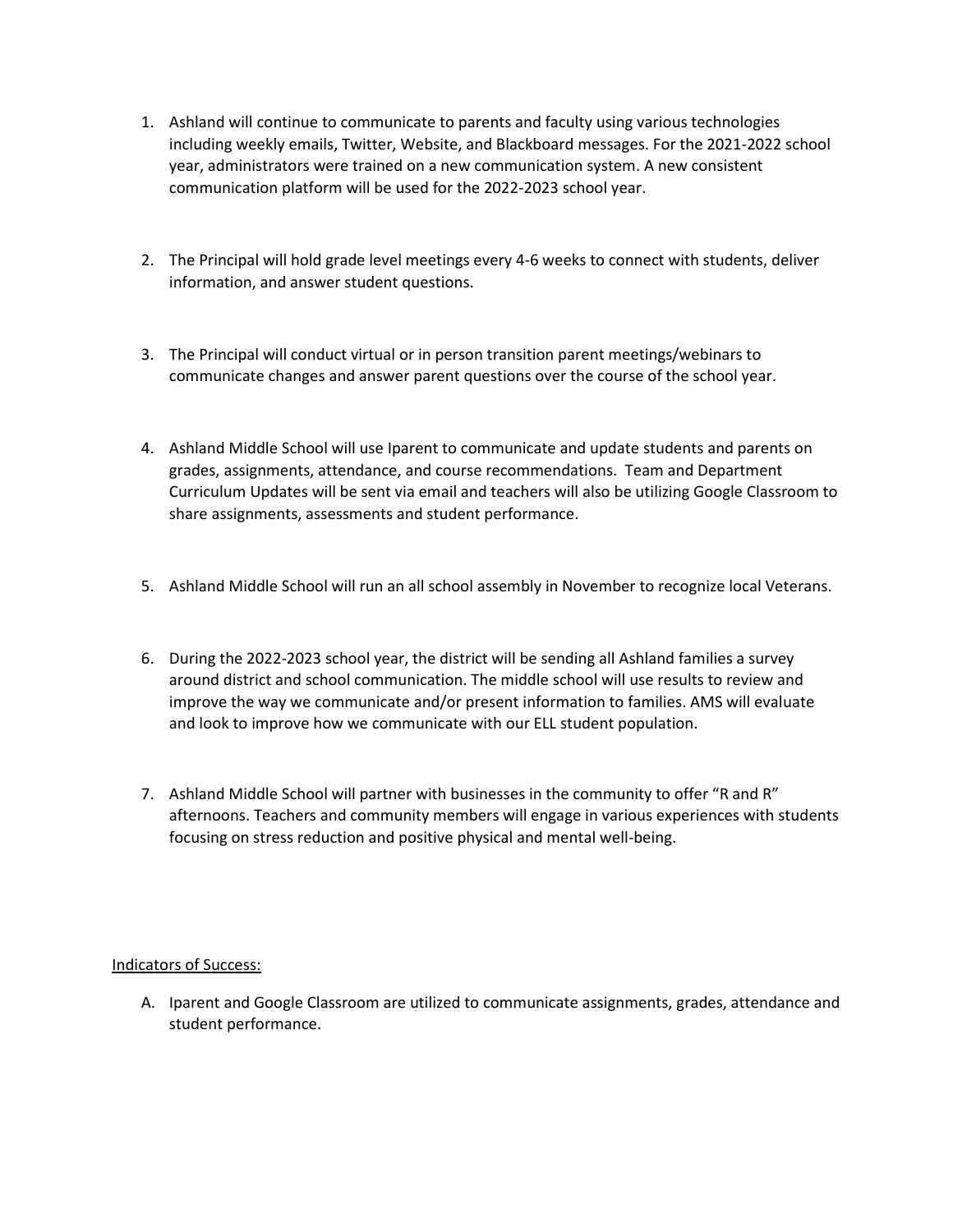1. Ashland will continue to communicate to parents and faculty using various technologies including weekly emails, Twitter, Website, and Blackboard messages. For the 2021-2022 school year, administrators were trained on a new communication system. A new consistent communication platform will be used for the 2022-2023 school year.

2. The Principal will hold grade level meetings every 4-6 weeks to connect with students, deliver information, and answer student questions.

3. The Principal will conduct virtual or in person transition parent meetings/webinars to communicate changes and answer parent questions over the course of the school year.

4. Ashland Middle School will use Iparent to communicate and update students and parents on grades, assignments, attendance, and course recommendations. Team and Department Curriculum Updates will be sent via email and teachers will also be utilizing Google Classroom to share assignments, assessments and student performance.

5. Ashland Middle School will run an all school assembly in November to recognize local Veterans.

6. During the 2022-2023 school year, the district will be sending all Ashland families a survey around district and school communication. The middle school will use results to review and improve the way we communicate and/or present information to families. AMS will evaluate and look to improve how we communicate with our ELL student population.

7. Ashland Middle School will partner with businesses in the community to offer "R and R" afternoons. Teachers and community members will engage in various experiences with students focusing on stress reduction and positive physical and mental well-being.

<u>Indicators of Success:</u>

A. Iparent and Google Classroom are utilized to communicate assignments, grades, attendance and student performance.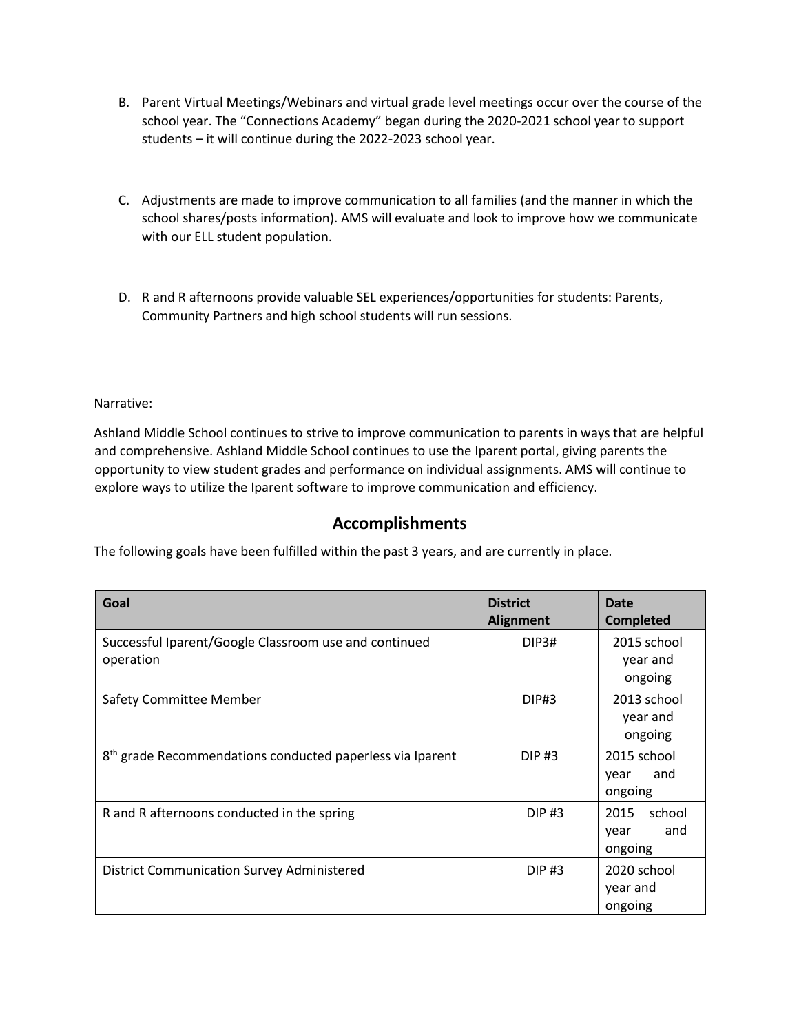B. Parent Virtual Meetings/Webinars and virtual grade level meetings occur over the course of the school year. The "Connections Academy" began during the 2020-2021 school year to support students – it will continue during the 2022-2023 school year.

C. Adjustments are made to improve communication to all families (and the manner in which the school shares/posts information). AMS will evaluate and look to improve how we communicate with our ELL student population.

D. R and R afternoons provide valuable SEL experiences/opportunities for students: Parents, Community Partners and high school students will run sessions.

Narrative:

Ashland Middle School continues to strive to improve communication to parents in ways that are helpful and comprehensive. Ashland Middle School continues to use the Iparent portal, giving parents the opportunity to view student grades and performance on individual assignments. AMS will continue to explore ways to utilize the Iparent software to improve communication and efficiency.

## Accomplishments

The following goals have been fulfilled within the past 3 years, and are currently in place.

| Goal | District Alignment | Date Completed |
| --- | --- | --- |
| Successful Iparent/Google Classroom use and continued operation | DIP3# | 2015 school year and ongoing |
| Safety Committee Member | DIP#3 | 2013 school year and ongoing |
| 8th grade Recommendations conducted paperless via Iparent | DIP #3 | 2015 school year and ongoing |
| R and R afternoons conducted in the spring | DIP #3 | 2015 school year and ongoing |
| District Communication Survey Administered | DIP #3 | 2020 school year and ongoing |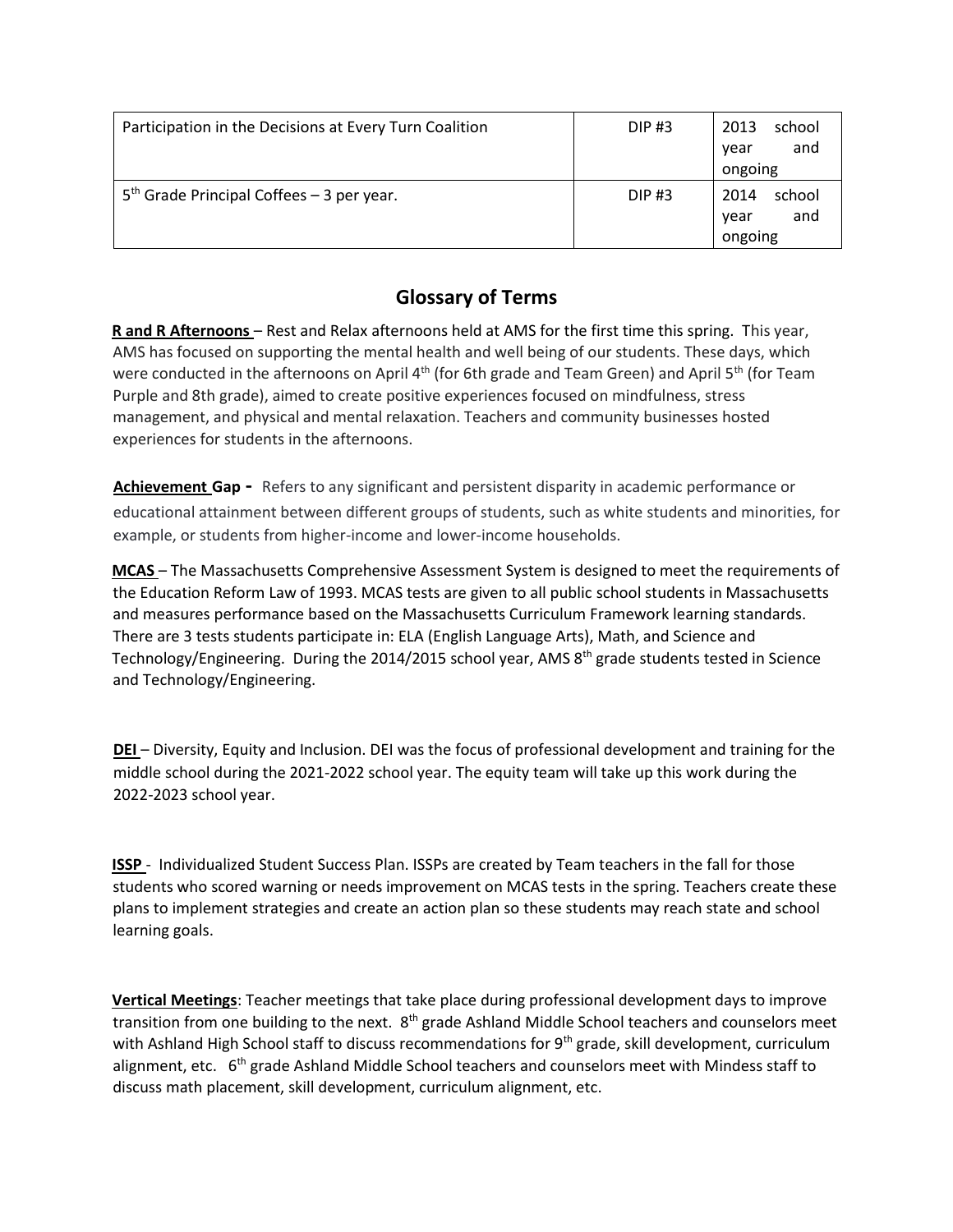| Participation in the Decisions at Every Turn Coalition | DIP #3 | 2013 school year and ongoing |
| --- | --- | --- |
| 5th Grade Principal Coffees – 3 per year. | DIP #3 | 2014 school year and ongoing |

## Glossary of Terms

**R and R Afternoons** – Rest and Relax afternoons held at AMS for the first time this spring. This year, AMS has focused on supporting the mental health and well being of our students. These days, which were conducted in the afternoons on April 4th (for 6th grade and Team Green) and April 5th (for Team Purple and 8th grade), aimed to create positive experiences focused on mindfulness, stress management, and physical and mental relaxation. Teachers and community businesses hosted experiences for students in the afternoons.

**Achievement Gap** - Refers to any significant and persistent disparity in academic performance or educational attainment between different groups of students, such as white students and minorities, for example, or students from higher-income and lower-income households.

**MCAS** – The Massachusetts Comprehensive Assessment System is designed to meet the requirements of the Education Reform Law of 1993. MCAS tests are given to all public school students in Massachusetts and measures performance based on the Massachusetts Curriculum Framework learning standards. There are 3 tests students participate in: ELA (English Language Arts), Math, and Science and Technology/Engineering. During the 2014/2015 school year, AMS 8th grade students tested in Science and Technology/Engineering.

**DEI** – Diversity, Equity and Inclusion. DEI was the focus of professional development and training for the middle school during the 2021-2022 school year. The equity team will take up this work during the 2022-2023 school year.

**ISSP** - Individualized Student Success Plan. ISSPs are created by Team teachers in the fall for those students who scored warning or needs improvement on MCAS tests in the spring. Teachers create these plans to implement strategies and create an action plan so these students may reach state and school learning goals.

**Vertical Meetings**: Teacher meetings that take place during professional development days to improve transition from one building to the next. 8th grade Ashland Middle School teachers and counselors meet with Ashland High School staff to discuss recommendations for 9th grade, skill development, curriculum alignment, etc. 6th grade Ashland Middle School teachers and counselors meet with Mindess staff to discuss math placement, skill development, curriculum alignment, etc.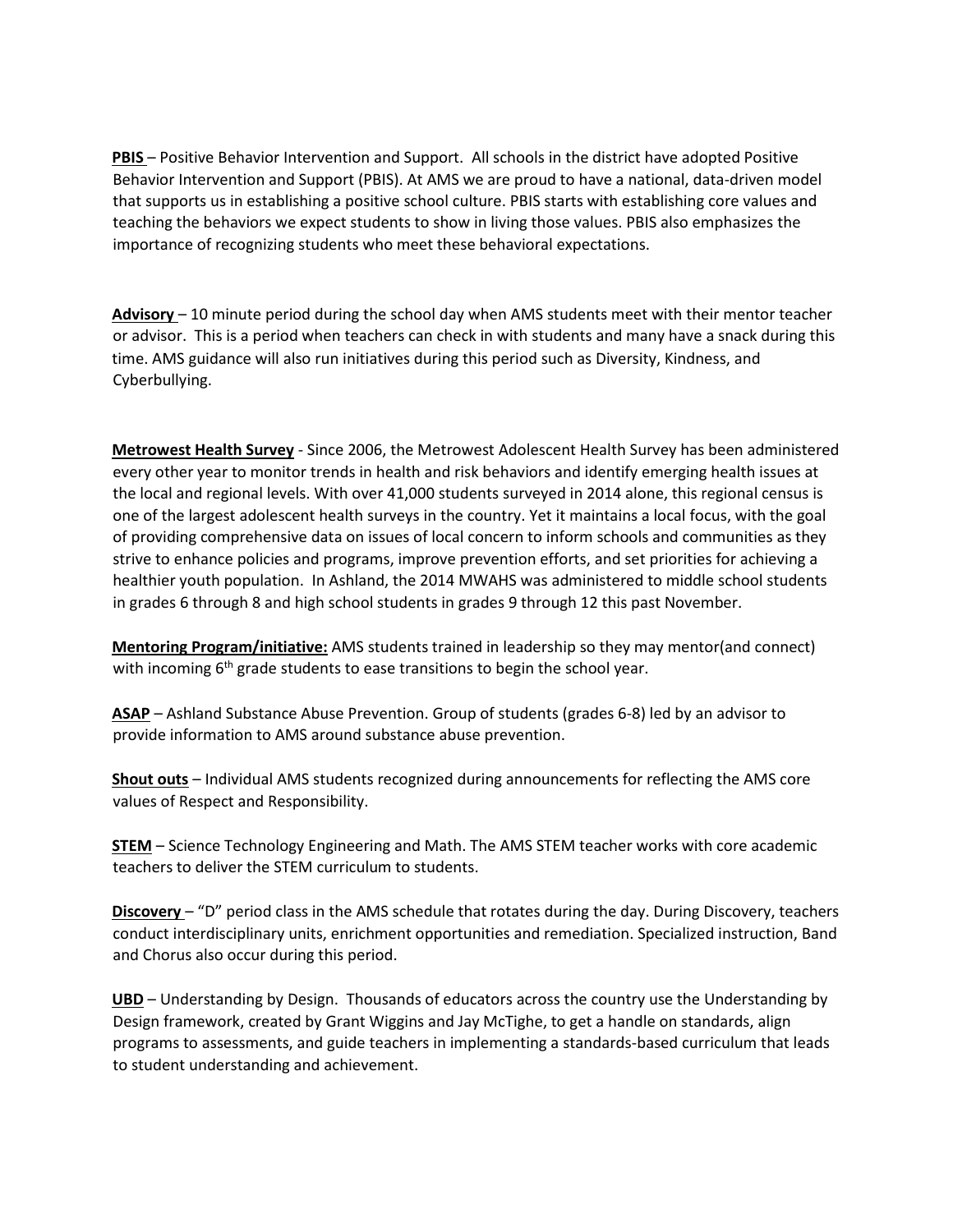**PBIS** – Positive Behavior Intervention and Support. All schools in the district have adopted Positive Behavior Intervention and Support (PBIS). At AMS we are proud to have a national, data-driven model that supports us in establishing a positive school culture. PBIS starts with establishing core values and teaching the behaviors we expect students to show in living those values. PBIS also emphasizes the importance of recognizing students who meet these behavioral expectations.

**Advisory** – 10 minute period during the school day when AMS students meet with their mentor teacher or advisor. This is a period when teachers can check in with students and many have a snack during this time. AMS guidance will also run initiatives during this period such as Diversity, Kindness, and Cyberbullying.

**Metrowest Health Survey** - Since 2006, the Metrowest Adolescent Health Survey has been administered every other year to monitor trends in health and risk behaviors and identify emerging health issues at the local and regional levels. With over 41,000 students surveyed in 2014 alone, this regional census is one of the largest adolescent health surveys in the country. Yet it maintains a local focus, with the goal of providing comprehensive data on issues of local concern to inform schools and communities as they strive to enhance policies and programs, improve prevention efforts, and set priorities for achieving a healthier youth population. In Ashland, the 2014 MWAHS was administered to middle school students in grades 6 through 8 and high school students in grades 9 through 12 this past November.

**Mentoring Program/initiative:** AMS students trained in leadership so they may mentor(and connect) with incoming 6th grade students to ease transitions to begin the school year.

**ASAP** – Ashland Substance Abuse Prevention. Group of students (grades 6-8) led by an advisor to provide information to AMS around substance abuse prevention.

**Shout outs** – Individual AMS students recognized during announcements for reflecting the AMS core values of Respect and Responsibility.

**STEM** – Science Technology Engineering and Math. The AMS STEM teacher works with core academic teachers to deliver the STEM curriculum to students.

**Discovery** – "D" period class in the AMS schedule that rotates during the day. During Discovery, teachers conduct interdisciplinary units, enrichment opportunities and remediation. Specialized instruction, Band and Chorus also occur during this period.

**UBD** – Understanding by Design. Thousands of educators across the country use the Understanding by Design framework, created by Grant Wiggins and Jay McTighe, to get a handle on standards, align programs to assessments, and guide teachers in implementing a standards-based curriculum that leads to student understanding and achievement.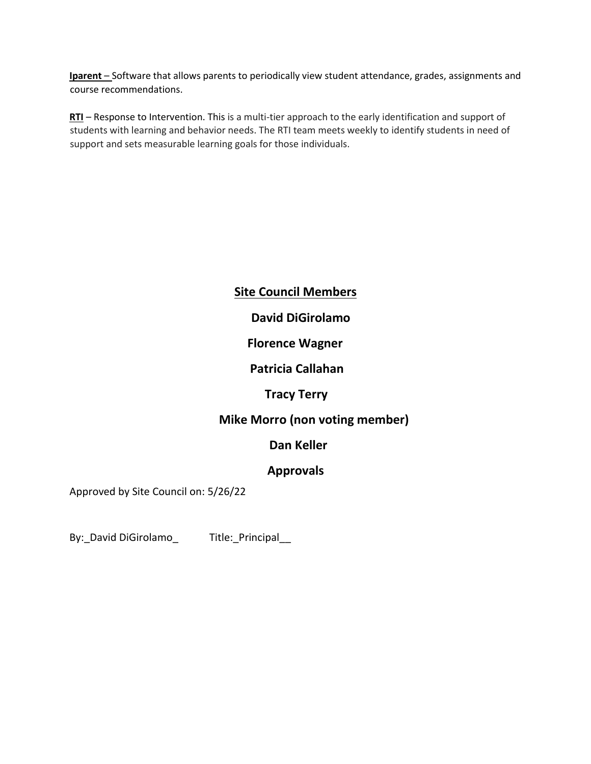**Iparent** – Software that allows parents to periodically view student attendance, grades, assignments and course recommendations.

**RTI** – Response to Intervention. This is a multi-tier approach to the early identification and support of students with learning and behavior needs. The RTI team meets weekly to identify students in need of support and sets measurable learning goals for those individuals.

## Site Council Members

**David DiGirolamo**

**Florence Wagner**

**Patricia Callahan**

**Tracy Terry**

**Mike Morro (non voting member)**

**Dan Keller**

## Approvals

Approved by Site Council on: 5/26/22

By:_David DiGirolamo_ Title:_Principal__